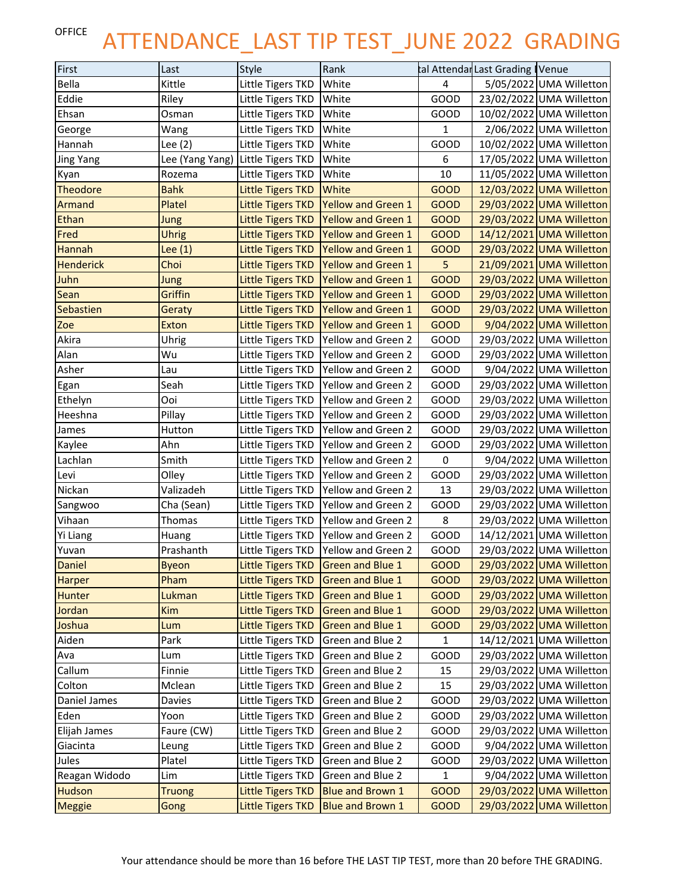OFFICE

# ATTENDANCE_LAST TIP TEST_JUNE 2022 GRADING

| First | Last | Style | Rank | tal Attendar | Last Grading I | Venue |
|---|---|---|---|---|---|---|
| Bella | Kittle | Little Tigers TKD | White | 4 | 5/05/2022 | UMA Willetton |
| Eddie | Riley | Little Tigers TKD | White | GOOD | 23/02/2022 | UMA Willetton |
| Ehsan | Osman | Little Tigers TKD | White | GOOD | 10/02/2022 | UMA Willetton |
| George | Wang | Little Tigers TKD | White | 1 | 2/06/2022 | UMA Willetton |
| Hannah | Lee (2) | Little Tigers TKD | White | GOOD | 10/02/2022 | UMA Willetton |
| Jing Yang | Lee (Yang Yang) | Little Tigers TKD | White | 6 | 17/05/2022 | UMA Willetton |
| Kyan | Rozema | Little Tigers TKD | White | 10 | 11/05/2022 | UMA Willetton |
| Theodore | Bahk | Little Tigers TKD | White | GOOD | 12/03/2022 | UMA Willetton |
| Armand | Platel | Little Tigers TKD | Yellow and Green 1 | GOOD | 29/03/2022 | UMA Willetton |
| Ethan | Jung | Little Tigers TKD | Yellow and Green 1 | GOOD | 29/03/2022 | UMA Willetton |
| Fred | Uhrig | Little Tigers TKD | Yellow and Green 1 | GOOD | 14/12/2021 | UMA Willetton |
| Hannah | Lee (1) | Little Tigers TKD | Yellow and Green 1 | GOOD | 29/03/2022 | UMA Willetton |
| Henderick | Choi | Little Tigers TKD | Yellow and Green 1 | 5 | 21/09/2021 | UMA Willetton |
| Juhn | Jung | Little Tigers TKD | Yellow and Green 1 | GOOD | 29/03/2022 | UMA Willetton |
| Sean | Griffin | Little Tigers TKD | Yellow and Green 1 | GOOD | 29/03/2022 | UMA Willetton |
| Sebastien | Geraty | Little Tigers TKD | Yellow and Green 1 | GOOD | 29/03/2022 | UMA Willetton |
| Zoe | Exton | Little Tigers TKD | Yellow and Green 1 | GOOD | 9/04/2022 | UMA Willetton |
| Akira | Uhrig | Little Tigers TKD | Yellow and Green 2 | GOOD | 29/03/2022 | UMA Willetton |
| Alan | Wu | Little Tigers TKD | Yellow and Green 2 | GOOD | 29/03/2022 | UMA Willetton |
| Asher | Lau | Little Tigers TKD | Yellow and Green 2 | GOOD | 9/04/2022 | UMA Willetton |
| Egan | Seah | Little Tigers TKD | Yellow and Green 2 | GOOD | 29/03/2022 | UMA Willetton |
| Ethelyn | Ooi | Little Tigers TKD | Yellow and Green 2 | GOOD | 29/03/2022 | UMA Willetton |
| Heeshna | Pillay | Little Tigers TKD | Yellow and Green 2 | GOOD | 29/03/2022 | UMA Willetton |
| James | Hutton | Little Tigers TKD | Yellow and Green 2 | GOOD | 29/03/2022 | UMA Willetton |
| Kaylee | Ahn | Little Tigers TKD | Yellow and Green 2 | GOOD | 29/03/2022 | UMA Willetton |
| Lachlan | Smith | Little Tigers TKD | Yellow and Green 2 | 0 | 9/04/2022 | UMA Willetton |
| Levi | Olley | Little Tigers TKD | Yellow and Green 2 | GOOD | 29/03/2022 | UMA Willetton |
| Nickan | Valizadeh | Little Tigers TKD | Yellow and Green 2 | 13 | 29/03/2022 | UMA Willetton |
| Sangwoo | Cha (Sean) | Little Tigers TKD | Yellow and Green 2 | GOOD | 29/03/2022 | UMA Willetton |
| Vihaan | Thomas | Little Tigers TKD | Yellow and Green 2 | 8 | 29/03/2022 | UMA Willetton |
| Yi Liang | Huang | Little Tigers TKD | Yellow and Green 2 | GOOD | 14/12/2021 | UMA Willetton |
| Yuvan | Prashanth | Little Tigers TKD | Yellow and Green 2 | GOOD | 29/03/2022 | UMA Willetton |
| Daniel | Byeon | Little Tigers TKD | Green and Blue 1 | GOOD | 29/03/2022 | UMA Willetton |
| Harper | Pham | Little Tigers TKD | Green and Blue 1 | GOOD | 29/03/2022 | UMA Willetton |
| Hunter | Lukman | Little Tigers TKD | Green and Blue 1 | GOOD | 29/03/2022 | UMA Willetton |
| Jordan | Kim | Little Tigers TKD | Green and Blue 1 | GOOD | 29/03/2022 | UMA Willetton |
| Joshua | Lum | Little Tigers TKD | Green and Blue 1 | GOOD | 29/03/2022 | UMA Willetton |
| Aiden | Park | Little Tigers TKD | Green and Blue 2 | 1 | 14/12/2021 | UMA Willetton |
| Ava | Lum | Little Tigers TKD | Green and Blue 2 | GOOD | 29/03/2022 | UMA Willetton |
| Callum | Finnie | Little Tigers TKD | Green and Blue 2 | 15 | 29/03/2022 | UMA Willetton |
| Colton | Mclean | Little Tigers TKD | Green and Blue 2 | 15 | 29/03/2022 | UMA Willetton |
| Daniel James | Davies | Little Tigers TKD | Green and Blue 2 | GOOD | 29/03/2022 | UMA Willetton |
| Eden | Yoon | Little Tigers TKD | Green and Blue 2 | GOOD | 29/03/2022 | UMA Willetton |
| Elijah James | Faure (CW) | Little Tigers TKD | Green and Blue 2 | GOOD | 29/03/2022 | UMA Willetton |
| Giacinta | Leung | Little Tigers TKD | Green and Blue 2 | GOOD | 9/04/2022 | UMA Willetton |
| Jules | Platel | Little Tigers TKD | Green and Blue 2 | GOOD | 29/03/2022 | UMA Willetton |
| Reagan Widodo | Lim | Little Tigers TKD | Green and Blue 2 | 1 | 9/04/2022 | UMA Willetton |
| Hudson | Truong | Little Tigers TKD | Blue and Brown 1 | GOOD | 29/03/2022 | UMA Willetton |
| Meggie | Gong | Little Tigers TKD | Blue and Brown 1 | GOOD | 29/03/2022 | UMA Willetton |

Your attendance should be more than 16 before THE LAST TIP TEST, more than 20 before THE GRADING.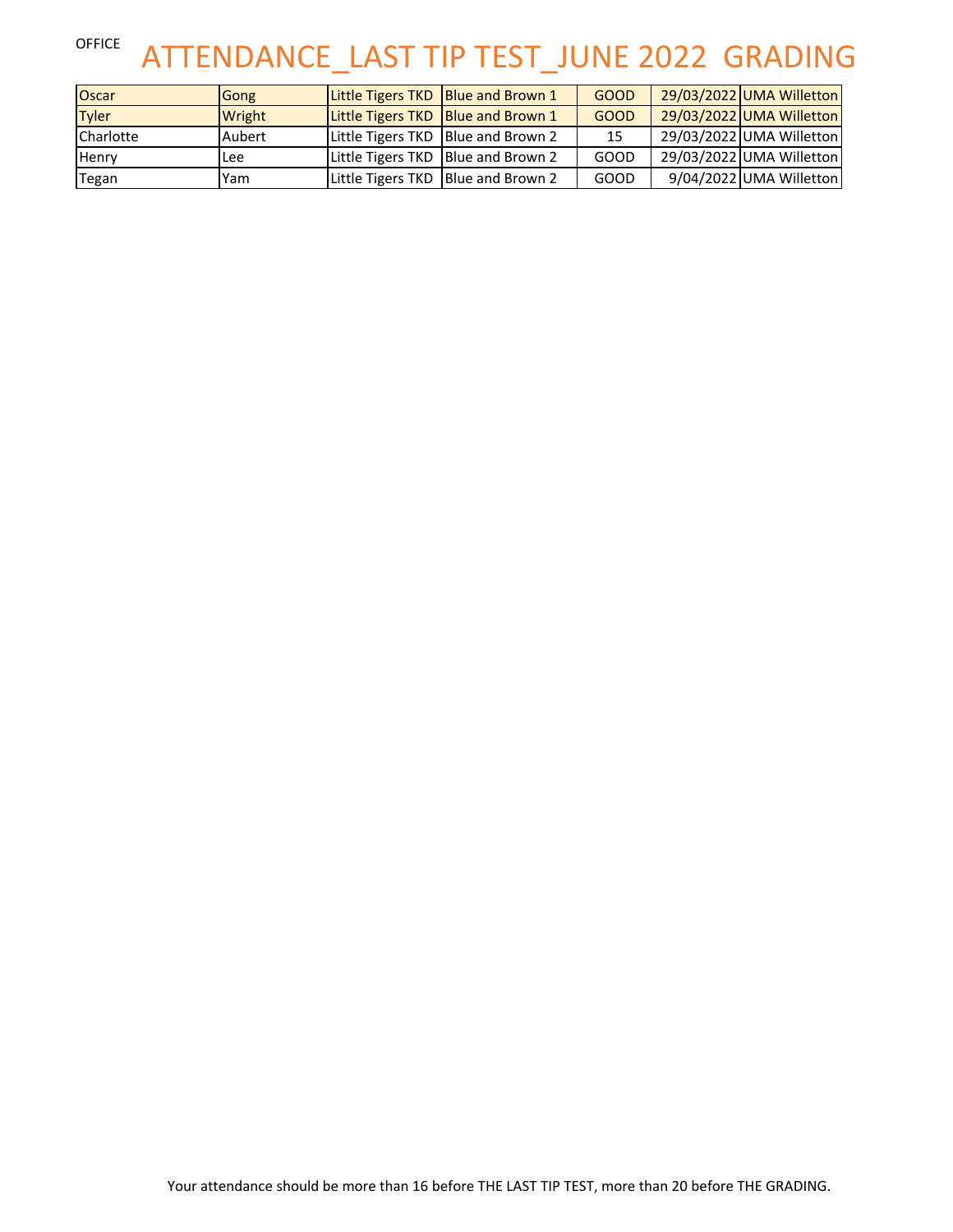OFFICE

# ATTENDANCE_LAST TIP TEST_JUNE 2022 GRADING

| | | | | | | |
|---|---|---|---|---|---|---|
| Oscar | Gong | Little Tigers TKD | Blue and Brown 1 | GOOD | 29/03/2022 | UMA Willetton |
| Tyler | Wright | Little Tigers TKD | Blue and Brown 1 | GOOD | 29/03/2022 | UMA Willetton |
| Charlotte | Aubert | Little Tigers TKD | Blue and Brown 2 | 15 | 29/03/2022 | UMA Willetton |
| Henry | Lee | Little Tigers TKD | Blue and Brown 2 | GOOD | 29/03/2022 | UMA Willetton |
| Tegan | Yam | Little Tigers TKD | Blue and Brown 2 | GOOD | 9/04/2022 | UMA Willetton |

Your attendance should be more than 16 before THE LAST TIP TEST, more than 20 before THE GRADING.